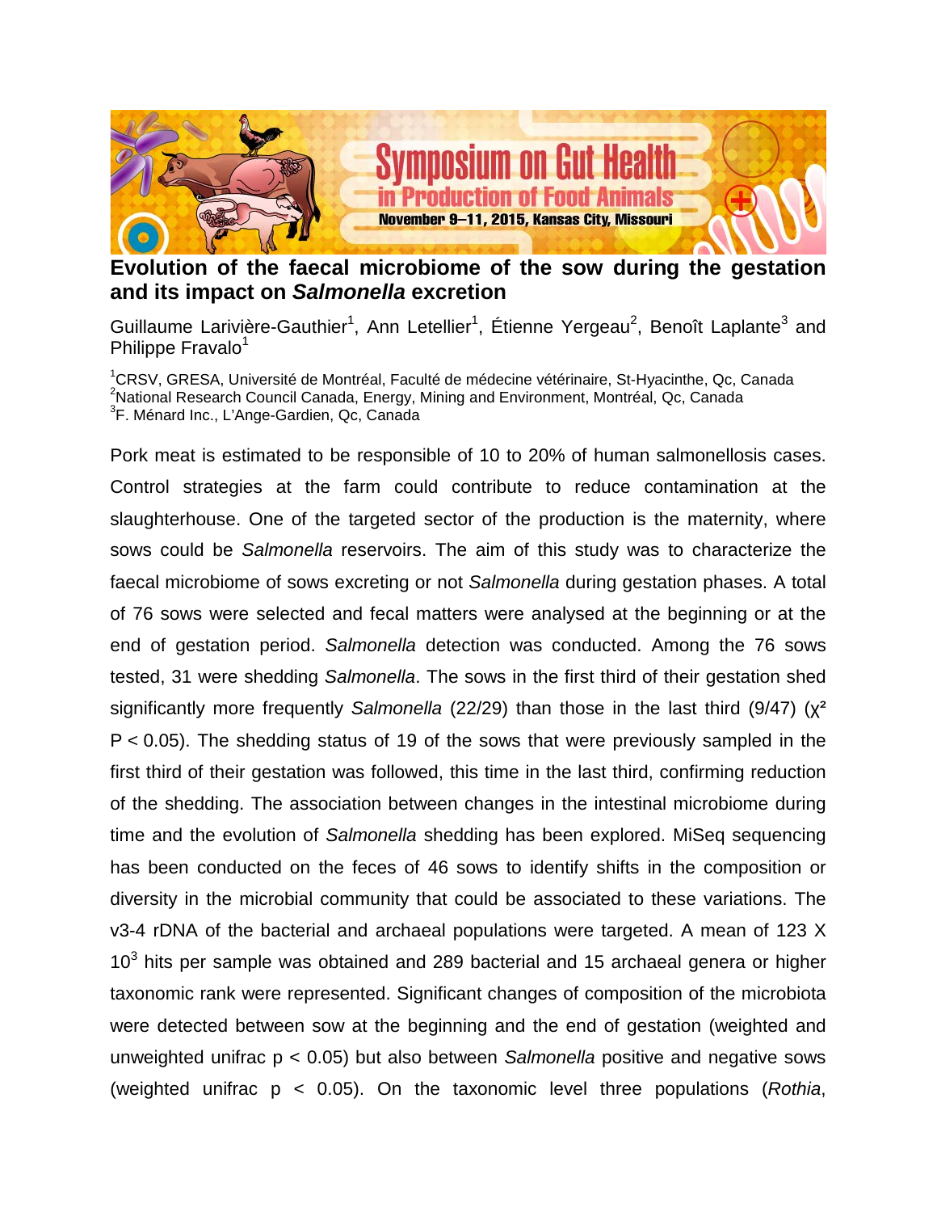Symposium on Gut Health in Production of Food Animals

November 9–11, 2015, Kansas City, Missouri

# Evolution of the faecal microbiome of the sow during the gestation and its impact on *Salmonella* excretion

Guillaume Larivière-Gauthier[1], Ann Letellier[1], Étienne Yergeau[2], Benoît Laplante[3] and Philippe Fravalo[1]

[1]CRSV, GRESA, Université de Montréal, Faculté de médecine vétérinaire, St-Hyacinthe, Qc, Canada
[2]National Research Council Canada, Energy, Mining and Environment, Montréal, Qc, Canada
[3]F. Ménard Inc., L'Ange-Gardien, Qc, Canada

Pork meat is estimated to be responsible of 10 to 20% of human salmonellosis cases. Control strategies at the farm could contribute to reduce contamination at the slaughterhouse. One of the targeted sector of the production is the maternity, where sows could be *Salmonella* reservoirs. The aim of this study was to characterize the faecal microbiome of sows excreting or not *Salmonella* during gestation phases. A total of 76 sows were selected and fecal matters were analysed at the beginning or at the end of gestation period. *Salmonella* detection was conducted. Among the 76 sows tested, 31 were shedding *Salmonella*. The sows in the first third of their gestation shed significantly more frequently *Salmonella* (22/29) than those in the last third (9/47) ($\chi^2$ $P < 0.05$). The shedding status of 19 of the sows that were previously sampled in the first third of their gestation was followed, this time in the last third, confirming reduction of the shedding. The association between changes in the intestinal microbiome during time and the evolution of *Salmonella* shedding has been explored. MiSeq sequencing has been conducted on the feces of 46 sows to identify shifts in the composition or diversity in the microbial community that could be associated to these variations. The v3-4 rDNA of the bacterial and archaeal populations were targeted. A mean of 123 X $10^3$ hits per sample was obtained and 289 bacterial and 15 archaeal genera or higher taxonomic rank were represented. Significant changes of composition of the microbiota were detected between sow at the beginning and the end of gestation (weighted and unweighted unifrac $p < 0.05$) but also between *Salmonella* positive and negative sows (weighted unifrac $p < 0.05$). On the taxonomic level three populations (*Rothia*,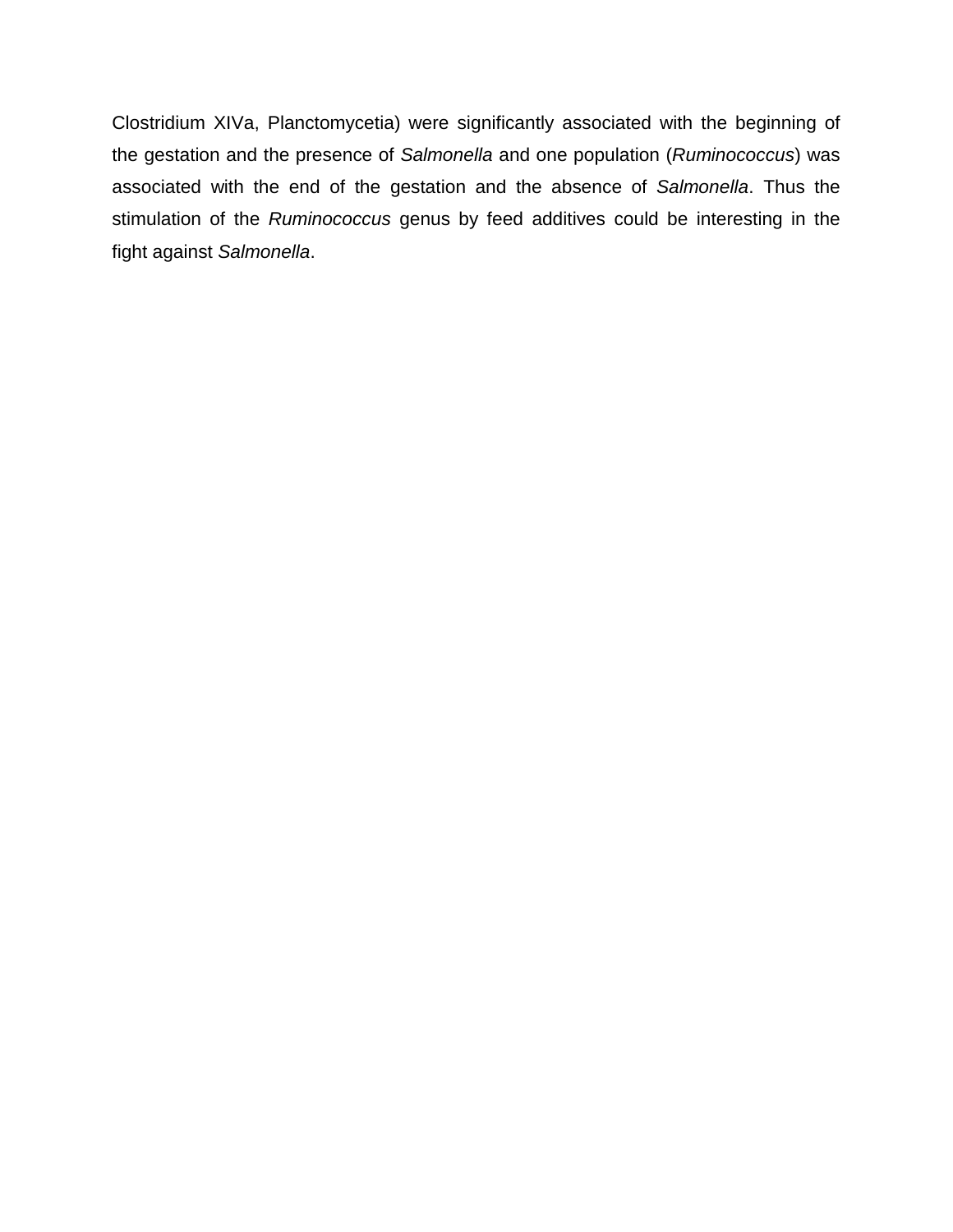Clostridium XIVa, Planctomycetia) were significantly associated with the beginning of the gestation and the presence of *Salmonella* and one population (*Ruminococcus*) was associated with the end of the gestation and the absence of *Salmonella*. Thus the stimulation of the *Ruminococcus* genus by feed additives could be interesting in the fight against *Salmonella*.